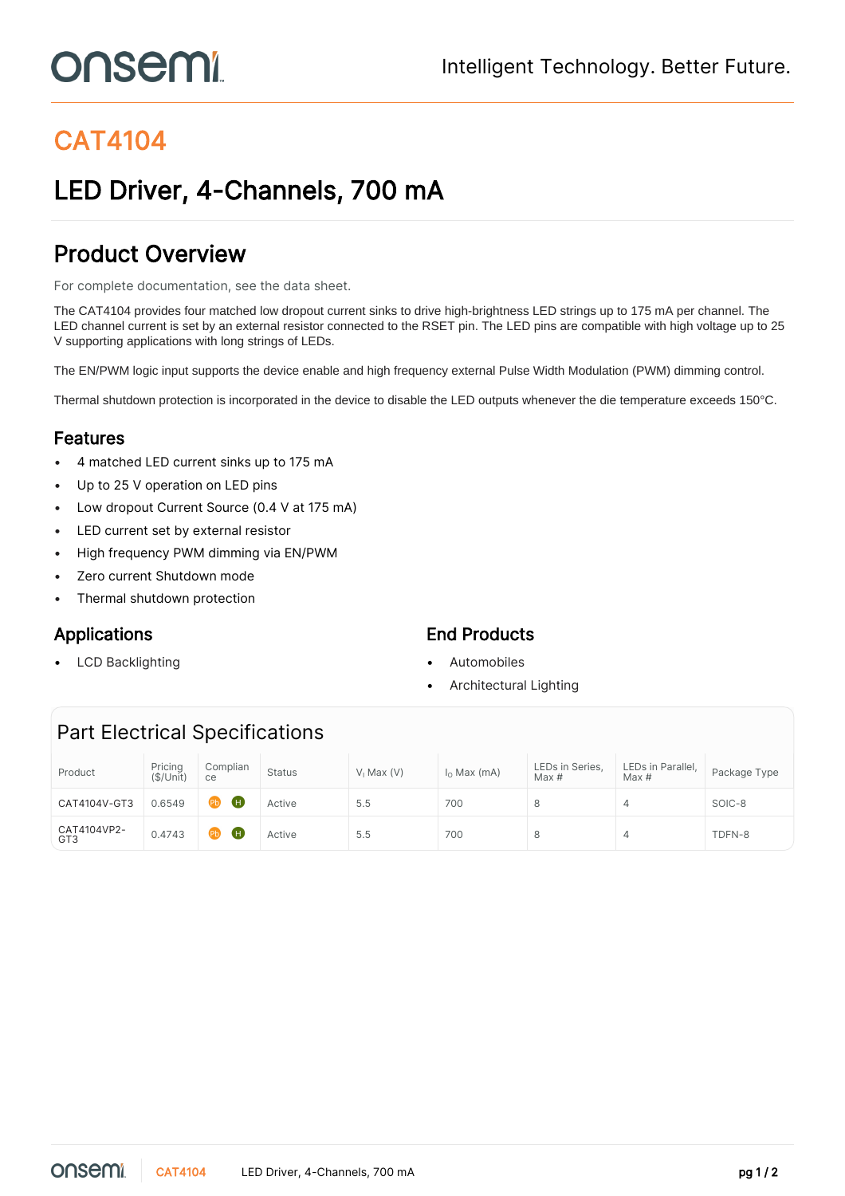# CAT4104

## LED Driver, 4-Channels, 700 mA

## Product Overview

For complete documentation, see the data sheet.

The CAT4104 provides four matched low dropout current sinks to drive high-brightness LED strings up to 175 mA per channel. The LED channel current is set by an external resistor connected to the RSET pin. The LED pins are compatible with high voltage up to 25 V supporting applications with long strings of LEDs.

The EN/PWM logic input supports the device enable and high frequency external Pulse Width Modulation (PWM) dimming control.

Thermal shutdown protection is incorporated in the device to disable the LED outputs whenever the die temperature exceeds 150°C.

### Features

- 4 matched LED current sinks up to 175 mA
- Up to 25 V operation on LED pins
- Low dropout Current Source (0.4 V at 175 mA)
- LED current set by external resistor
- High frequency PWM dimming via EN/PWM
- Zero current Shutdown mode
- Thermal shutdown protection

### Applications

- LCD Backlighting

### End Products

- Automobiles
- Architectural Lighting

## Part Electrical Specifications

| Product | Pricing ($/Unit) | Compliance | Status | $V_I$ Max (V) | $I_O$ Max (mA) | LEDs in Series, Max # | LEDs in Parallel, Max # | Package Type |
|---|---|---|---|---|---|---|---|---|
| CAT4104V-GT3 | 0.6549 | Pb H | Active | 5.5 | 700 | 8 | 4 | SOIC-8 |
| CAT4104VP2-GT3 | 0.4743 | Pb H | Active | 5.5 | 700 | 8 | 4 | TDFN-8 |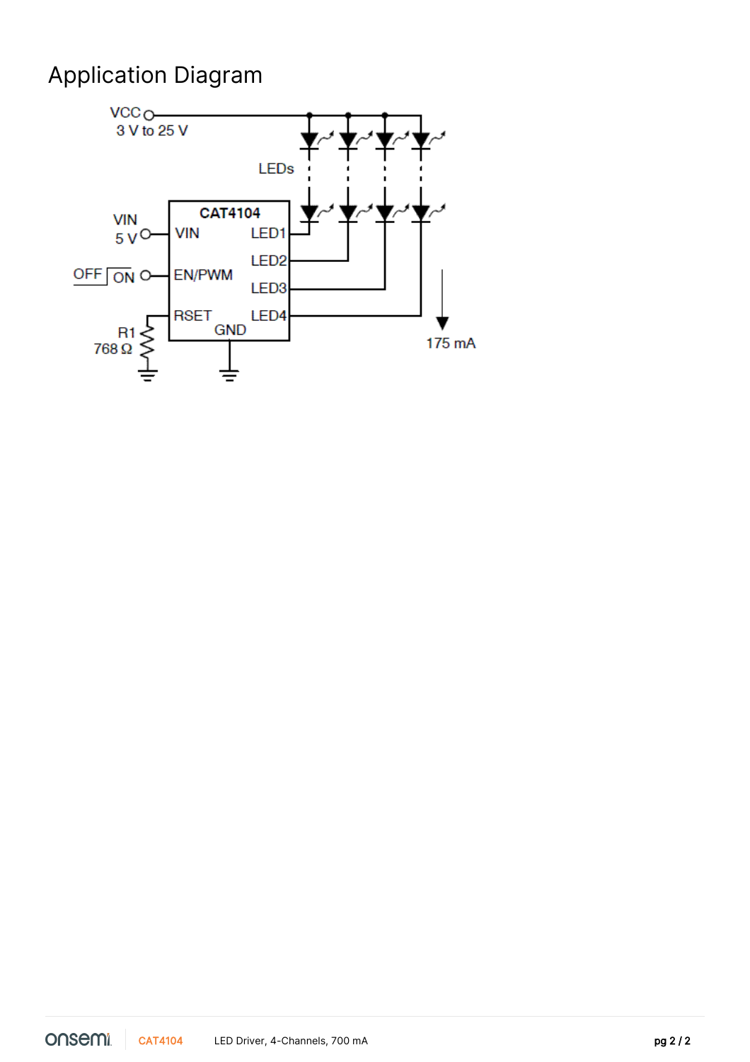# Application Diagram

VCC
3 V to 25 V

LEDs

VIN
5 V

OFF ON

CAT4104

VIN
EN/PWM
RSET
GND
LED1
LED2
LED3
LED4

R1
768 Ω

175 mA